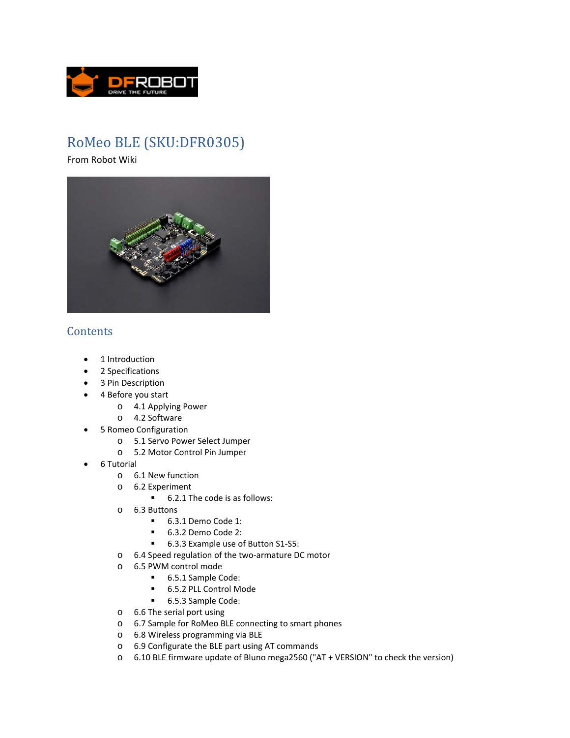# RoMeo BLE (SKU:DFR0305)

From Robot Wiki

## Contents

- 1 Introduction
- 2 Specifications
- 3 Pin Description
- 4 Before you start
  - 4.1 Applying Power
  - 4.2 Software
- 5 Romeo Configuration
  - 5.1 Servo Power Select Jumper
  - 5.2 Motor Control Pin Jumper
- 6 Tutorial
  - 6.1 New function
  - 6.2 Experiment
    - 6.2.1 The code is as follows:
  - 6.3 Buttons
    - 6.3.1 Demo Code 1:
    - 6.3.2 Demo Code 2:
    - 6.3.3 Example use of Button S1-S5:
  - 6.4 Speed regulation of the two-armature DC motor
  - 6.5 PWM control mode
    - 6.5.1 Sample Code:
    - 6.5.2 PLL Control Mode
    - 6.5.3 Sample Code:
  - 6.6 The serial port using
  - 6.7 Sample for RoMeo BLE connecting to smart phones
  - 6.8 Wireless programming via BLE
  - 6.9 Configurate the BLE part using AT commands
  - 6.10 BLE firmware update of Bluno mega2560 ("AT + VERSION" to check the version)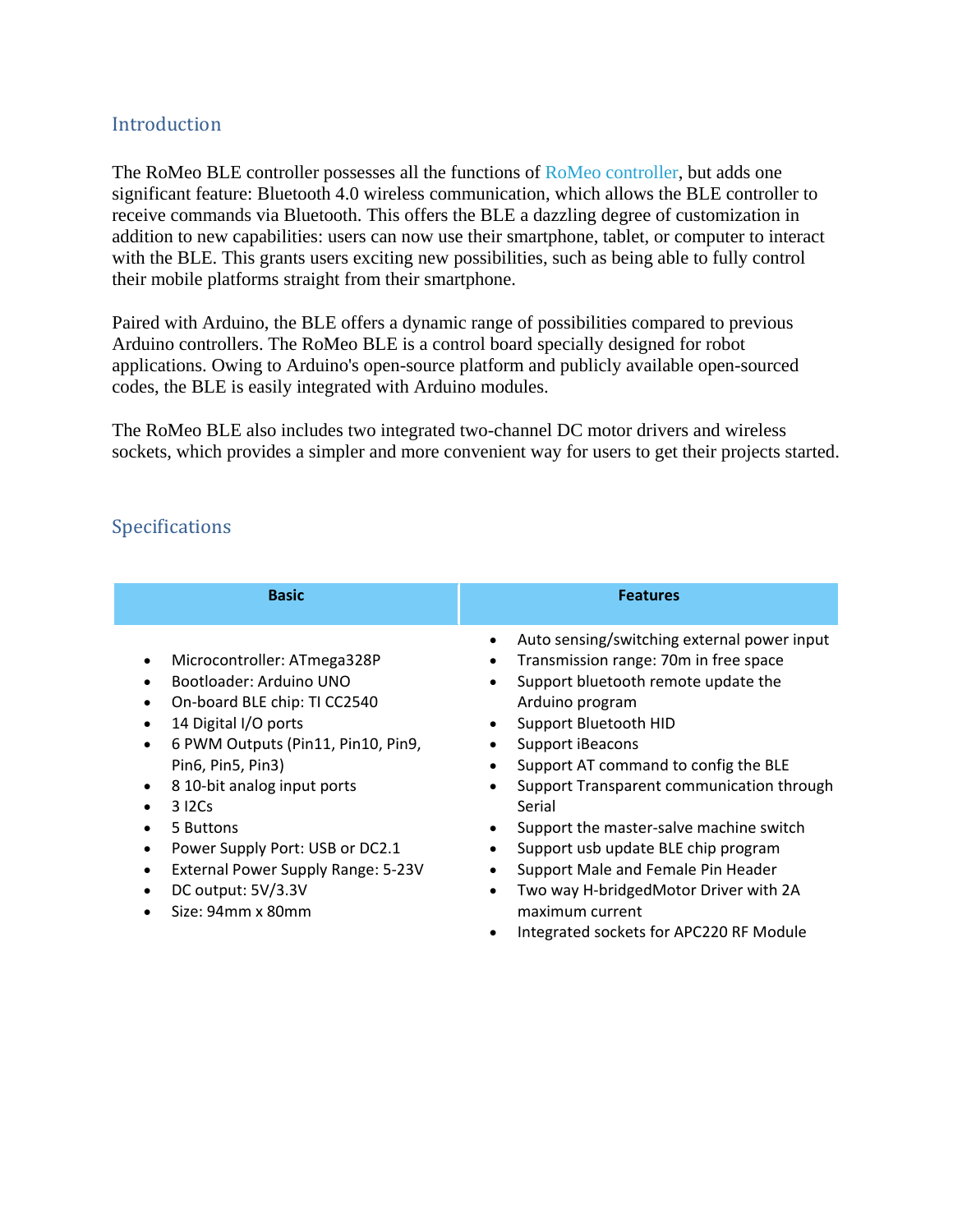## Introduction

The RoMeo BLE controller possesses all the functions of RoMeo controller, but adds one significant feature: Bluetooth 4.0 wireless communication, which allows the BLE controller to receive commands via Bluetooth. This offers the BLE a dazzling degree of customization in addition to new capabilities: users can now use their smartphone, tablet, or computer to interact with the BLE. This grants users exciting new possibilities, such as being able to fully control their mobile platforms straight from their smartphone.

Paired with Arduino, the BLE offers a dynamic range of possibilities compared to previous Arduino controllers. The RoMeo BLE is a control board specially designed for robot applications. Owing to Arduino's open-source platform and publicly available open-sourced codes, the BLE is easily integrated with Arduino modules.

The RoMeo BLE also includes two integrated two-channel DC motor drivers and wireless sockets, which provides a simpler and more convenient way for users to get their projects started.

## Specifications

| Basic | Features |
| --- | --- |
| • Microcontroller: ATmega328P<br>• Bootloader: Arduino UNO<br>• On-board BLE chip: TI CC2540<br>• 14 Digital I/O ports<br>• 6 PWM Outputs (Pin11, Pin10, Pin9, Pin6, Pin5, Pin3)<br>• 8 10-bit analog input ports<br>• 3 I2Cs<br>• 5 Buttons<br>• Power Supply Port: USB or DC2.1<br>• External Power Supply Range: 5-23V<br>• DC output: 5V/3.3V<br>• Size: 94mm x 80mm | • Auto sensing/switching external power input<br>• Transmission range: 70m in free space<br>• Support bluetooth remote update the Arduino program<br>• Support Bluetooth HID<br>• Support iBeacons<br>• Support AT command to config the BLE<br>• Support Transparent communication through Serial<br>• Support the master-salve machine switch<br>• Support usb update BLE chip program<br>• Support Male and Female Pin Header<br>• Two way H-bridgedMotor Driver with 2A maximum current<br>• Integrated sockets for APC220 RF Module |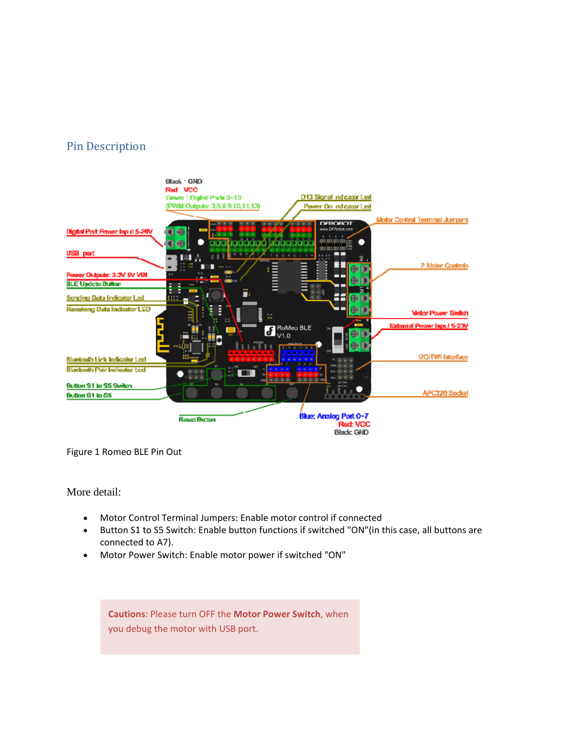## Pin Description

Figure 1 Romeo BLE Pin Out

More detail:

- Motor Control Terminal Jumpers: Enable motor control if connected
- Button S1 to S5 Switch: Enable button functions if switched "ON"(in this case, all buttons are connected to A7).
- Motor Power Switch: Enable motor power if switched "ON"

> **Cautions**: Please turn OFF the **Motor Power Switch**, when you debug the motor with USB port.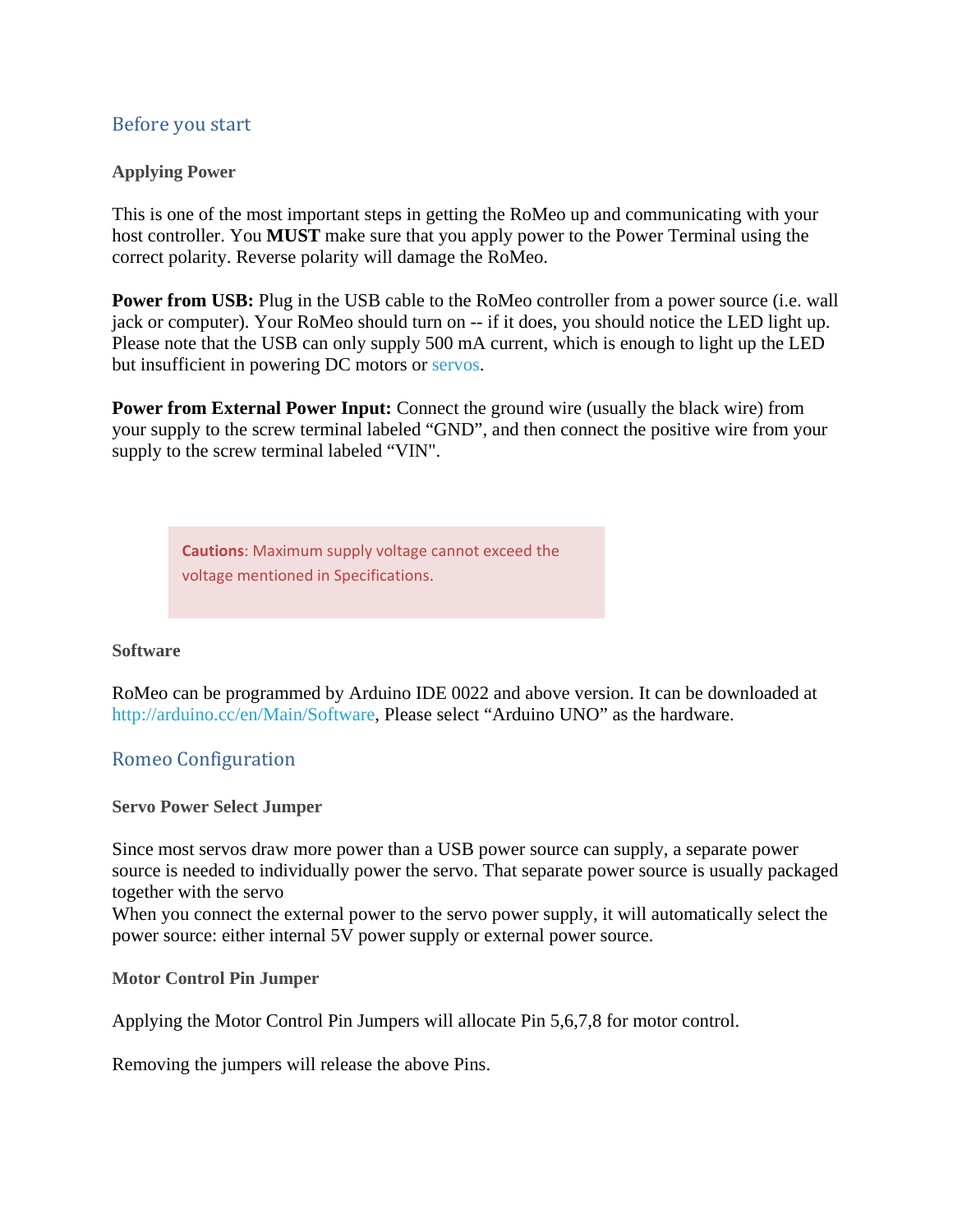## Before you start

### Applying Power

This is one of the most important steps in getting the RoMeo up and communicating with your host controller. You **MUST** make sure that you apply power to the Power Terminal using the correct polarity. Reverse polarity will damage the RoMeo.

**Power from USB:** Plug in the USB cable to the RoMeo controller from a power source (i.e. wall jack or computer). Your RoMeo should turn on -- if it does, you should notice the LED light up. Please note that the USB can only supply 500 mA current, which is enough to light up the LED but insufficient in powering DC motors or servos.

**Power from External Power Input:** Connect the ground wire (usually the black wire) from your supply to the screw terminal labeled “GND”, and then connect the positive wire from your supply to the screw terminal labeled “VIN".

> **Cautions**: Maximum supply voltage cannot exceed the voltage mentioned in Specifications.

### Software

RoMeo can be programmed by Arduino IDE 0022 and above version. It can be downloaded at http://arduino.cc/en/Main/Software, Please select “Arduino UNO” as the hardware.

## Romeo Configuration

### Servo Power Select Jumper

Since most servos draw more power than a USB power source can supply, a separate power source is needed to individually power the servo. That separate power source is usually packaged together with the servo
When you connect the external power to the servo power supply, it will automatically select the power source: either internal 5V power supply or external power source.

### Motor Control Pin Jumper

Applying the Motor Control Pin Jumpers will allocate Pin 5,6,7,8 for motor control.

Removing the jumpers will release the above Pins.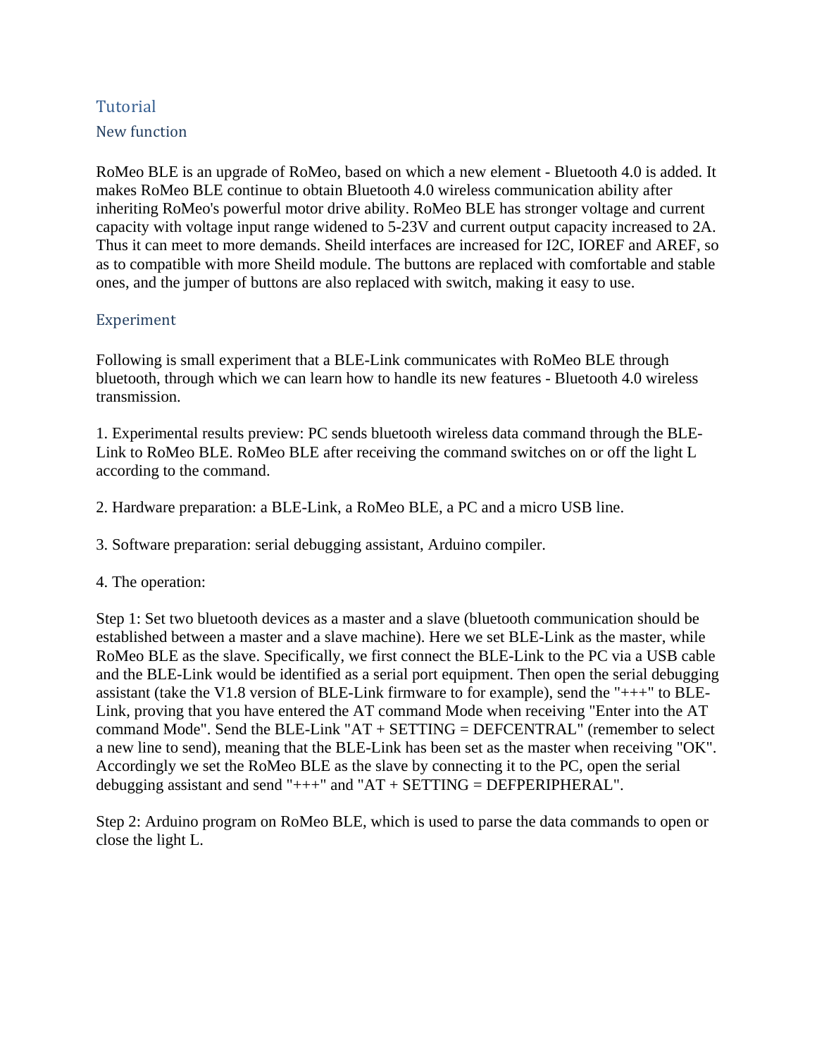## Tutorial

### New function

RoMeo BLE is an upgrade of RoMeo, based on which a new element - Bluetooth 4.0 is added. It makes RoMeo BLE continue to obtain Bluetooth 4.0 wireless communication ability after inheriting RoMeo's powerful motor drive ability. RoMeo BLE has stronger voltage and current capacity with voltage input range widened to 5-23V and current output capacity increased to 2A. Thus it can meet to more demands. Sheild interfaces are increased for I2C, IOREF and AREF, so as to compatible with more Sheild module. The buttons are replaced with comfortable and stable ones, and the jumper of buttons are also replaced with switch, making it easy to use.

### Experiment

Following is small experiment that a BLE-Link communicates with RoMeo BLE through bluetooth, through which we can learn how to handle its new features - Bluetooth 4.0 wireless transmission.

1. Experimental results preview: PC sends bluetooth wireless data command through the BLE-Link to RoMeo BLE. RoMeo BLE after receiving the command switches on or off the light L according to the command.

2. Hardware preparation: a BLE-Link, a RoMeo BLE, a PC and a micro USB line.

3. Software preparation: serial debugging assistant, Arduino compiler.

4. The operation:

Step 1: Set two bluetooth devices as a master and a slave (bluetooth communication should be established between a master and a slave machine). Here we set BLE-Link as the master, while RoMeo BLE as the slave. Specifically, we first connect the BLE-Link to the PC via a USB cable and the BLE-Link would be identified as a serial port equipment. Then open the serial debugging assistant (take the V1.8 version of BLE-Link firmware to for example), send the "+++" to BLE-Link, proving that you have entered the AT command Mode when receiving "Enter into the AT command Mode". Send the BLE-Link "AT + SETTING = DEFCENTRAL" (remember to select a new line to send), meaning that the BLE-Link has been set as the master when receiving "OK". Accordingly we set the RoMeo BLE as the slave by connecting it to the PC, open the serial debugging assistant and send "+++" and "AT + SETTING = DEFPERIPHERAL".

Step 2: Arduino program on RoMeo BLE, which is used to parse the data commands to open or close the light L.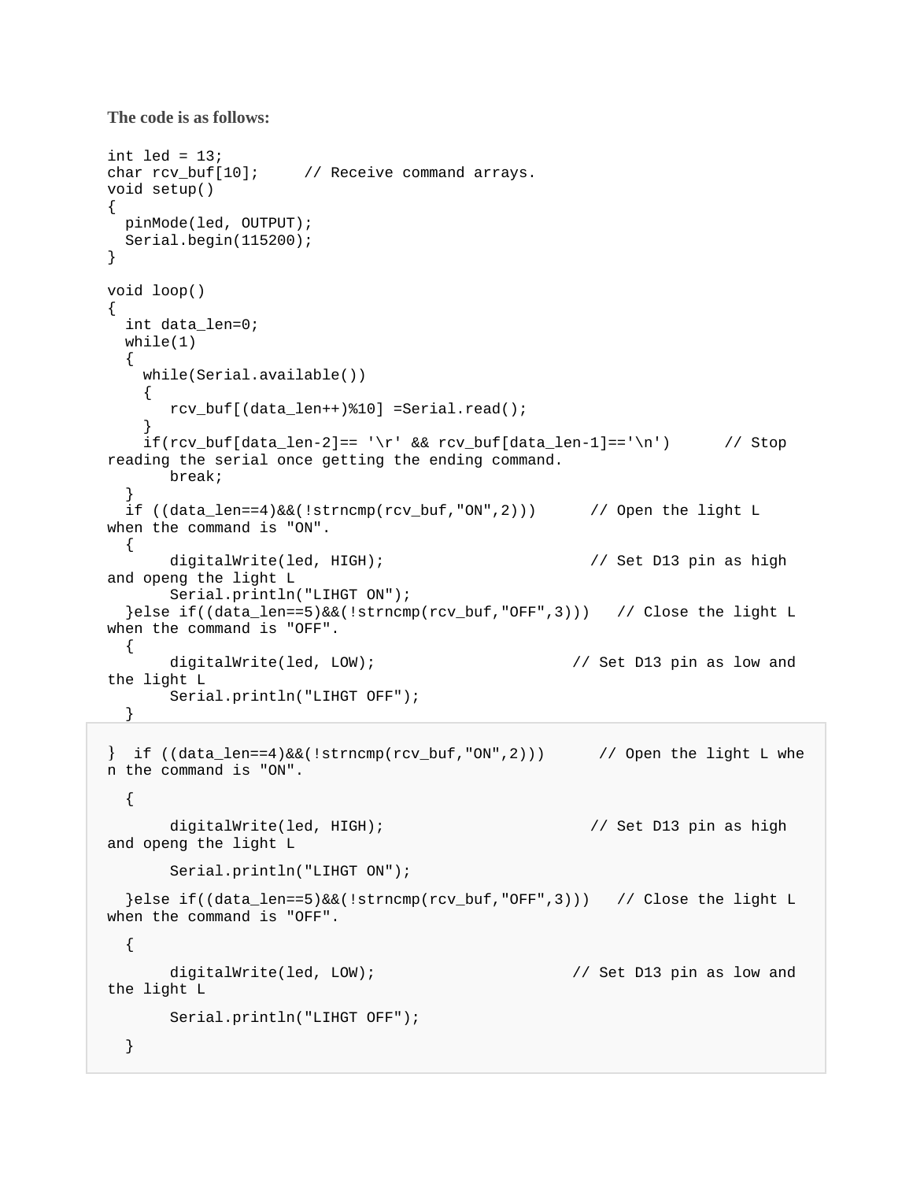**The code is as follows:**

```
int led = 13;
char rcv_buf[10];     // Receive command arrays.
void setup()
{
  pinMode(led, OUTPUT);
  Serial.begin(115200);
}

void loop()
{
  int data_len=0;
  while(1)
  {
    while(Serial.available())
    {
       rcv_buf[(data_len++)%10] =Serial.read();
    }
    if(rcv_buf[data_len-2]== '\r' && rcv_buf[data_len-1]=='\n')      // Stop
reading the serial once getting the ending command.
       break;
  }
  if ((data_len==4)&&(!strncmp(rcv_buf,"ON",2)))      // Open the light L
when the command is "ON".
  {
       digitalWrite(led, HIGH);                       // Set D13 pin as high
and openg the light L
       Serial.println("LIHGT ON");
  }else if((data_len==5)&&(!strncmp(rcv_buf,"OFF",3)))   // Close the light L
when the command is "OFF".
  {
       digitalWrite(led, LOW);                      // Set D13 pin as low and
the light L
       Serial.println("LIHGT OFF");
  }
```

```
}  if ((data_len==4)&&(!strncmp(rcv_buf,"ON",2)))      // Open the light L whe
n the command is "ON".

  {

       digitalWrite(led, HIGH);                       // Set D13 pin as high
and openg the light L

       Serial.println("LIHGT ON");

  }else if((data_len==5)&&(!strncmp(rcv_buf,"OFF",3)))   // Close the light L
when the command is "OFF".

  {

       digitalWrite(led, LOW);                      // Set D13 pin as low and
the light L

       Serial.println("LIHGT OFF");

  }
```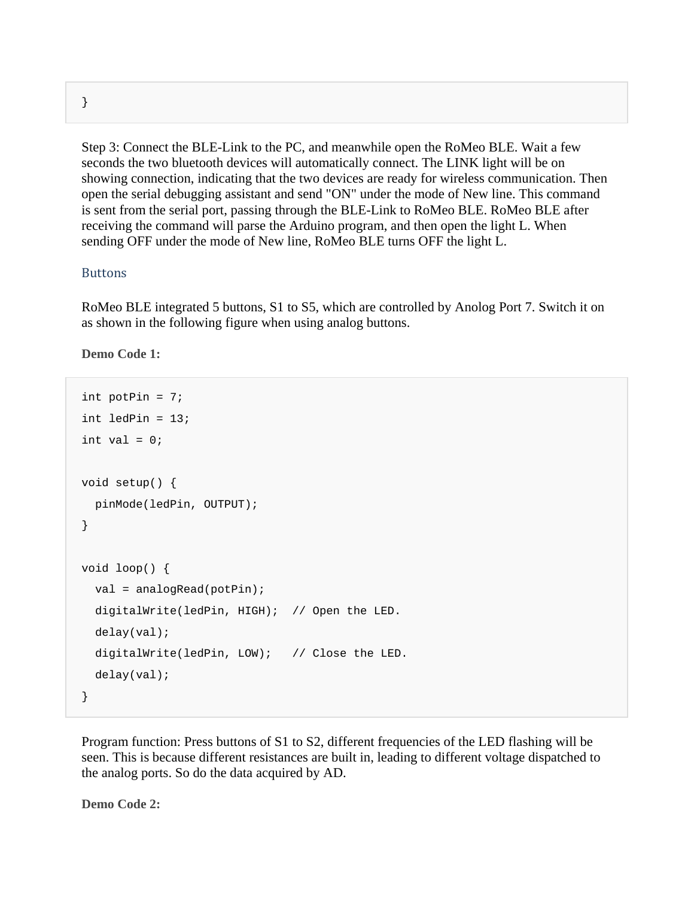```
}
```

Step 3: Connect the BLE-Link to the PC, and meanwhile open the RoMeo BLE. Wait a few seconds the two bluetooth devices will automatically connect. The LINK light will be on showing connection, indicating that the two devices are ready for wireless communication. Then open the serial debugging assistant and send "ON" under the mode of New line. This command is sent from the serial port, passing through the BLE-Link to RoMeo BLE. RoMeo BLE after receiving the command will parse the Arduino program, and then open the light L. When sending OFF under the mode of New line, RoMeo BLE turns OFF the light L.

### Buttons

RoMeo BLE integrated 5 buttons, S1 to S5, which are controlled by Anolog Port 7. Switch it on as shown in the following figure when using analog buttons.

**Demo Code 1:**

```
int potPin = 7;
int ledPin = 13;
int val = 0;

void setup() {
  pinMode(ledPin, OUTPUT);
}

void loop() {
  val = analogRead(potPin);
  digitalWrite(ledPin, HIGH);  // Open the LED.
  delay(val);
  digitalWrite(ledPin, LOW);   // Close the LED.
  delay(val);
}
```

Program function: Press buttons of S1 to S2, different frequencies of the LED flashing will be seen. This is because different resistances are built in, leading to different voltage dispatched to the analog ports. So do the data acquired by AD.

**Demo Code 2:**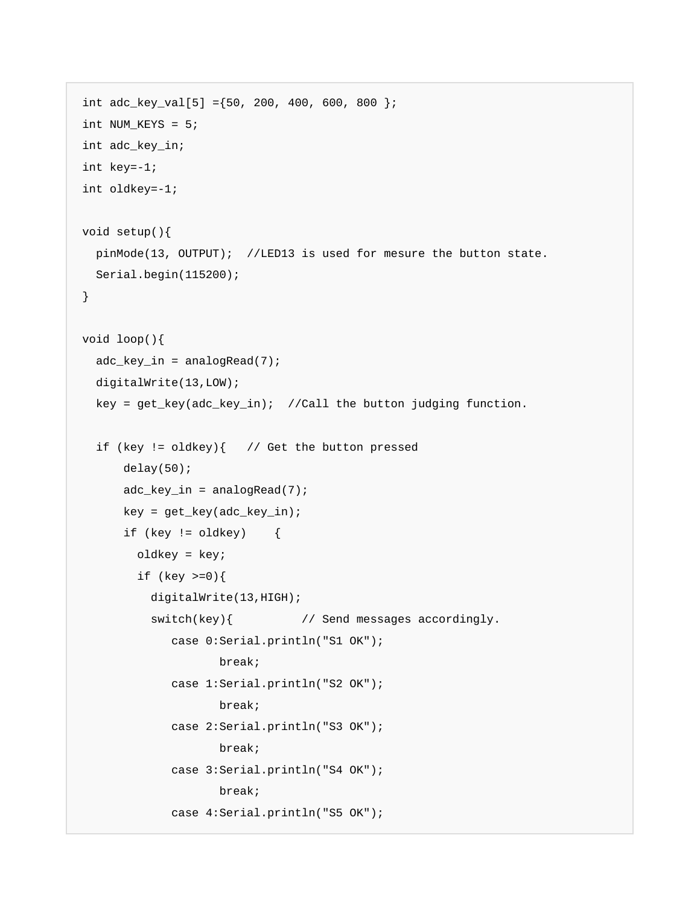```
int adc_key_val[5] ={50, 200, 400, 600, 800 };
int NUM_KEYS = 5;
int adc_key_in;
int key=-1;
int oldkey=-1;

void setup(){
  pinMode(13, OUTPUT);  //LED13 is used for mesure the button state.
  Serial.begin(115200);
}

void loop(){
  adc_key_in = analogRead(7);
  digitalWrite(13,LOW);
  key = get_key(adc_key_in);  //Call the button judging function.

  if (key != oldkey){   // Get the button pressed
      delay(50);
      adc_key_in = analogRead(7);
      key = get_key(adc_key_in);
      if (key != oldkey)    {
        oldkey = key;
        if (key >=0){
          digitalWrite(13,HIGH);
          switch(key){          // Send messages accordingly.
             case 0:Serial.println("S1 OK");
                    break;
             case 1:Serial.println("S2 OK");
                    break;
             case 2:Serial.println("S3 OK");
                    break;
             case 3:Serial.println("S4 OK");
                    break;
             case 4:Serial.println("S5 OK");
```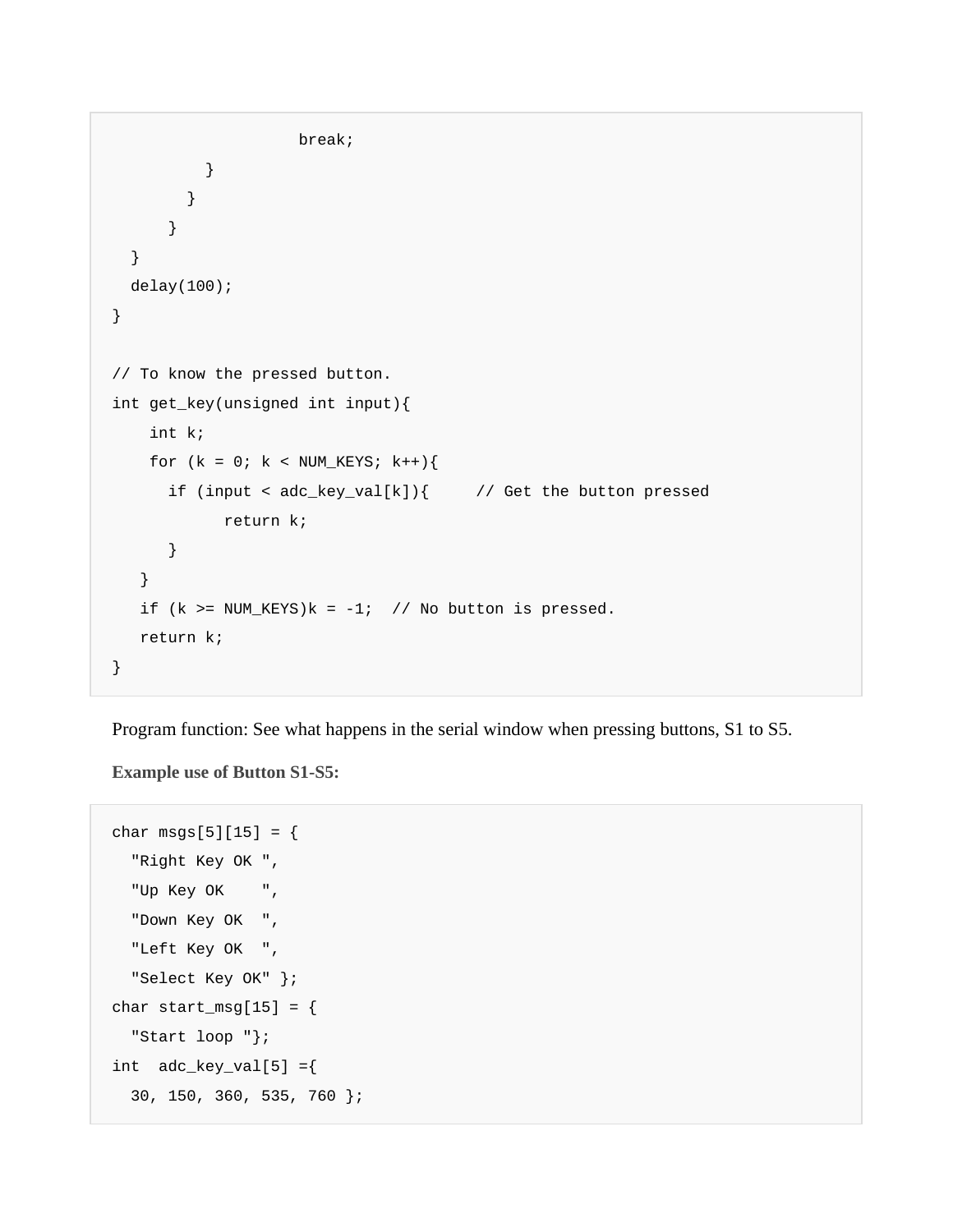```
                    break;
          }
        }
      }
  }
  delay(100);
}

// To know the pressed button.
int get_key(unsigned int input){
    int k;
    for (k = 0; k < NUM_KEYS; k++){
      if (input < adc_key_val[k]){     // Get the button pressed
            return k;
      }
   }
   if (k >= NUM_KEYS)k = -1;  // No button is pressed.
   return k;
}
```

Program function: See what happens in the serial window when pressing buttons, S1 to S5.

**Example use of Button S1-S5:**

```
char msgs[5][15] = {
  "Right Key OK ",
  "Up Key OK    ",
  "Down Key OK  ",
  "Left Key OK  ",
  "Select Key OK" };
char start_msg[15] = {
  "Start loop "};
int  adc_key_val[5] ={
  30, 150, 360, 535, 760 };
```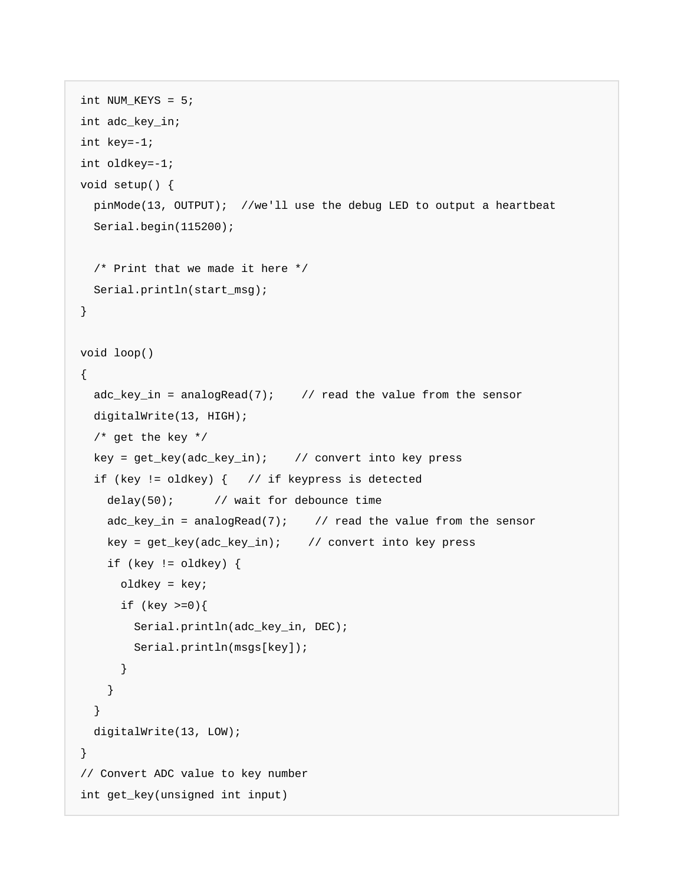```
int NUM_KEYS = 5;
int adc_key_in;
int key=-1;
int oldkey=-1;
void setup() {
  pinMode(13, OUTPUT);  //we'll use the debug LED to output a heartbeat
  Serial.begin(115200);

  /* Print that we made it here */
  Serial.println(start_msg);
}

void loop()
{
  adc_key_in = analogRead(7);    // read the value from the sensor
  digitalWrite(13, HIGH);
  /* get the key */
  key = get_key(adc_key_in);    // convert into key press
  if (key != oldkey) {   // if keypress is detected
    delay(50);      // wait for debounce time
    adc_key_in = analogRead(7);    // read the value from the sensor
    key = get_key(adc_key_in);    // convert into key press
    if (key != oldkey) {
      oldkey = key;
      if (key >=0){
        Serial.println(adc_key_in, DEC);
        Serial.println(msgs[key]);
      }
    }
  }
  digitalWrite(13, LOW);
}
// Convert ADC value to key number
int get_key(unsigned int input)
```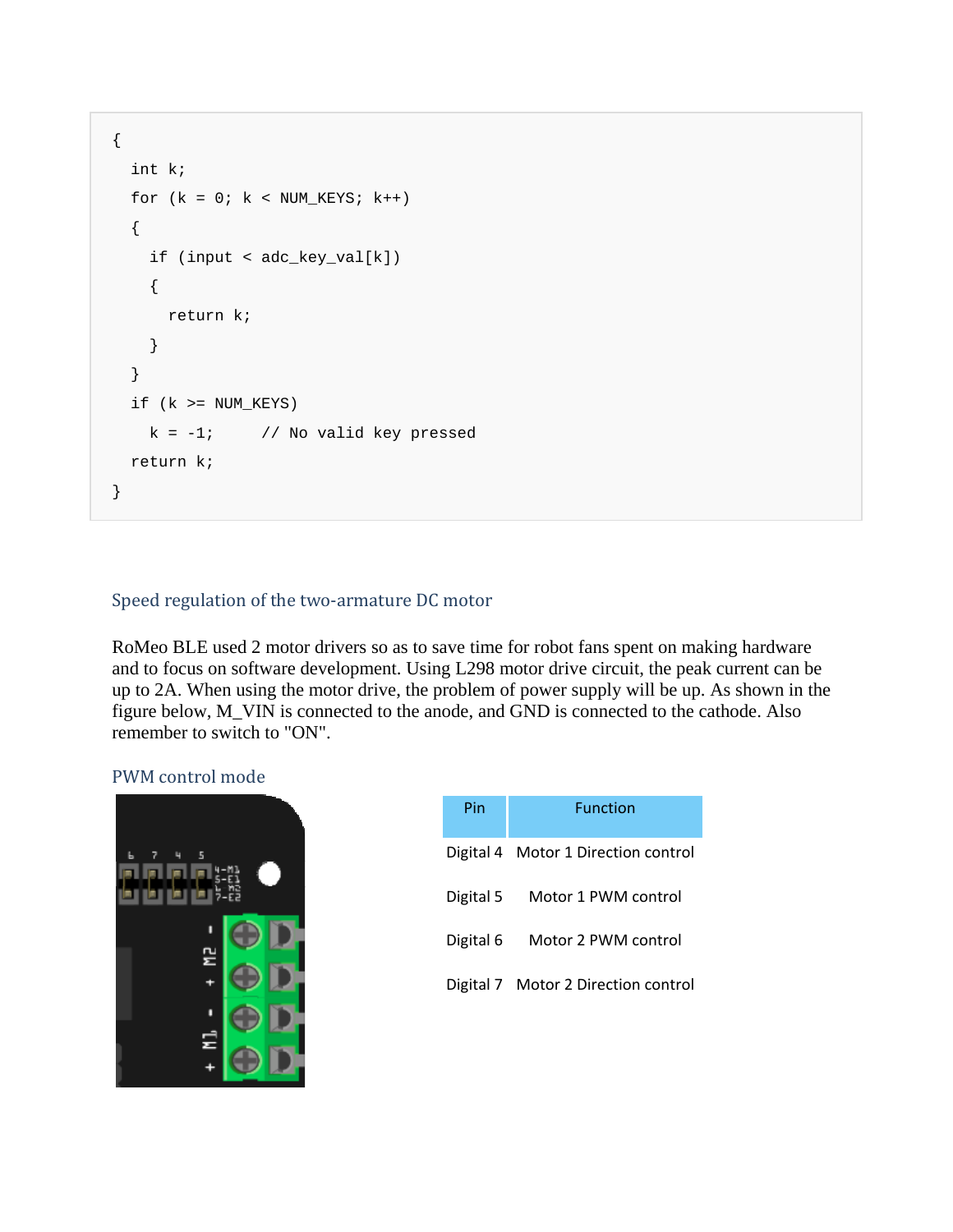```
{
  int k;
  for (k = 0; k < NUM_KEYS; k++)
  {
    if (input < adc_key_val[k])
    {
      return k;
    }
  }
  if (k >= NUM_KEYS)
    k = -1;      // No valid key pressed
  return k;
}
```

## Speed regulation of the two-armature DC motor

RoMeo BLE used 2 motor drivers so as to save time for robot fans spent on making hardware and to focus on software development. Using L298 motor drive circuit, the peak current can be up to 2A. When using the motor drive, the problem of power supply will be up. As shown in the figure below, M_VIN is connected to the anode, and GND is connected to the cathode. Also remember to switch to "ON".

### PWM control mode

| Pin | Function |
|---|---|
| Digital 4 | Motor 1 Direction control |
| Digital 5 | Motor 1 PWM control |
| Digital 6 | Motor 2 PWM control |
| Digital 7 | Motor 2 Direction control |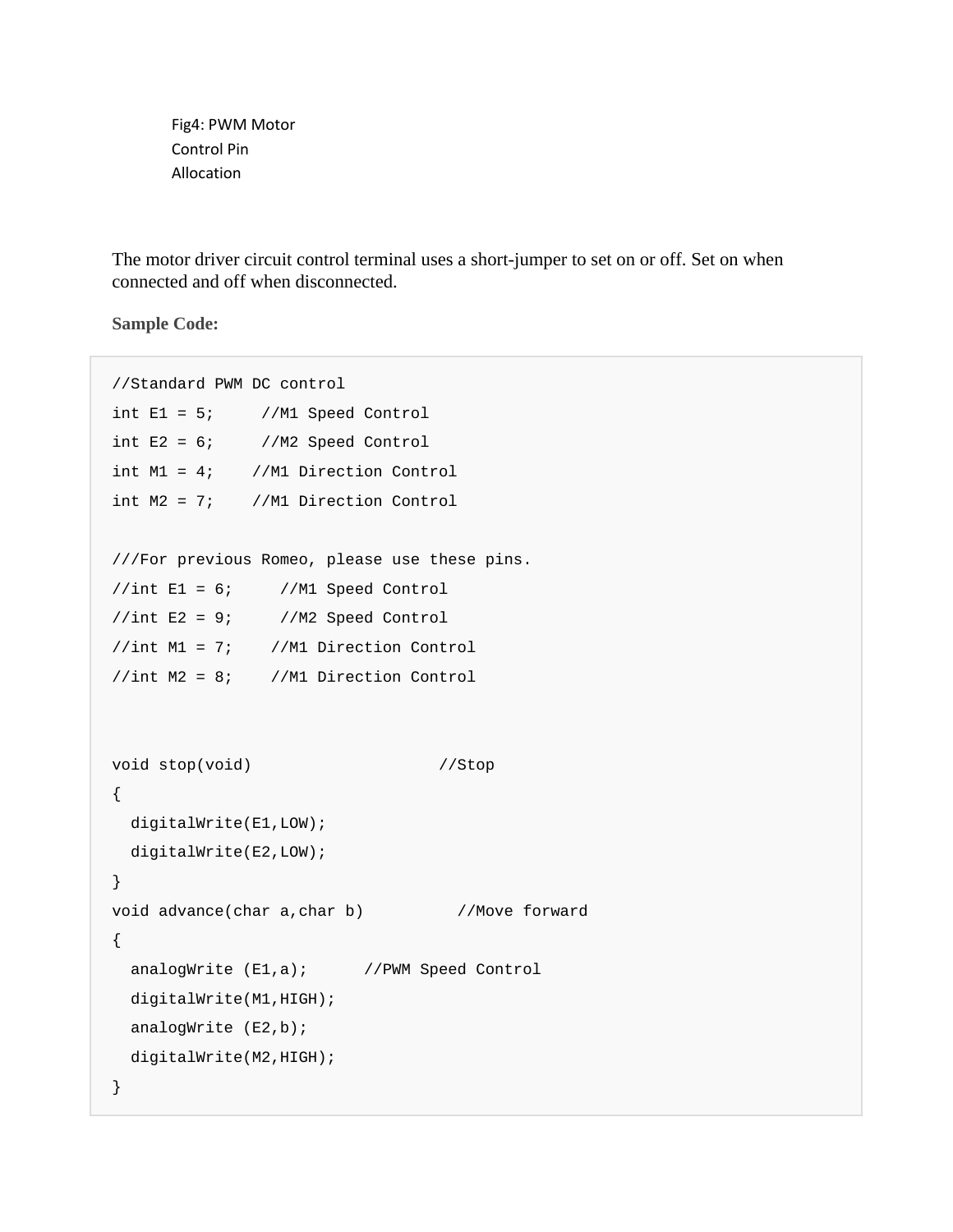Fig4: PWM Motor Control Pin Allocation

The motor driver circuit control terminal uses a short-jumper to set on or off. Set on when connected and off when disconnected.

**Sample Code:**

```
//Standard PWM DC control
int E1 = 5;     //M1 Speed Control
int E2 = 6;     //M2 Speed Control
int M1 = 4;    //M1 Direction Control
int M2 = 7;    //M1 Direction Control

///For previous Romeo, please use these pins.
//int E1 = 6;     //M1 Speed Control
//int E2 = 9;     //M2 Speed Control
//int M1 = 7;    //M1 Direction Control
//int M2 = 8;    //M1 Direction Control


void stop(void)                    //Stop
{
  digitalWrite(E1,LOW);
  digitalWrite(E2,LOW);
}
void advance(char a,char b)          //Move forward
{
  analogWrite (E1,a);      //PWM Speed Control
  digitalWrite(M1,HIGH);
  analogWrite (E2,b);
  digitalWrite(M2,HIGH);
}
```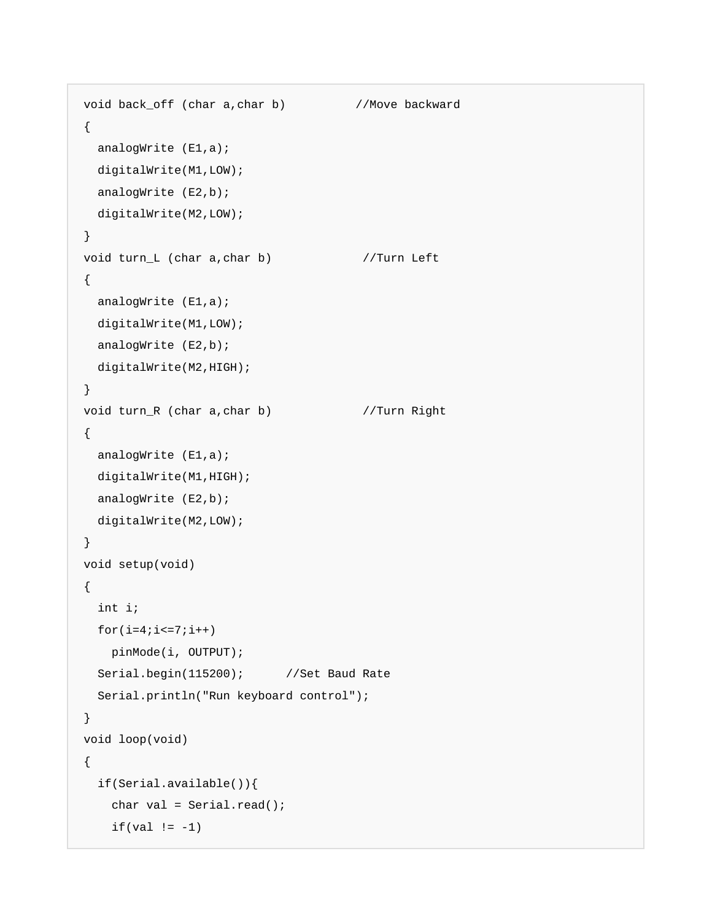```
void back_off (char a,char b)          //Move backward
{
  analogWrite (E1,a);
  digitalWrite(M1,LOW);
  analogWrite (E2,b);
  digitalWrite(M2,LOW);
}
void turn_L (char a,char b)             //Turn Left
{
  analogWrite (E1,a);
  digitalWrite(M1,LOW);
  analogWrite (E2,b);
  digitalWrite(M2,HIGH);
}
void turn_R (char a,char b)             //Turn Right
{
  analogWrite (E1,a);
  digitalWrite(M1,HIGH);
  analogWrite (E2,b);
  digitalWrite(M2,LOW);
}
void setup(void)
{
  int i;
  for(i=4;i<=7;i++)
    pinMode(i, OUTPUT);
  Serial.begin(115200);      //Set Baud Rate
  Serial.println("Run keyboard control");
}
void loop(void)
{
  if(Serial.available()){
    char val = Serial.read();
    if(val != -1)
```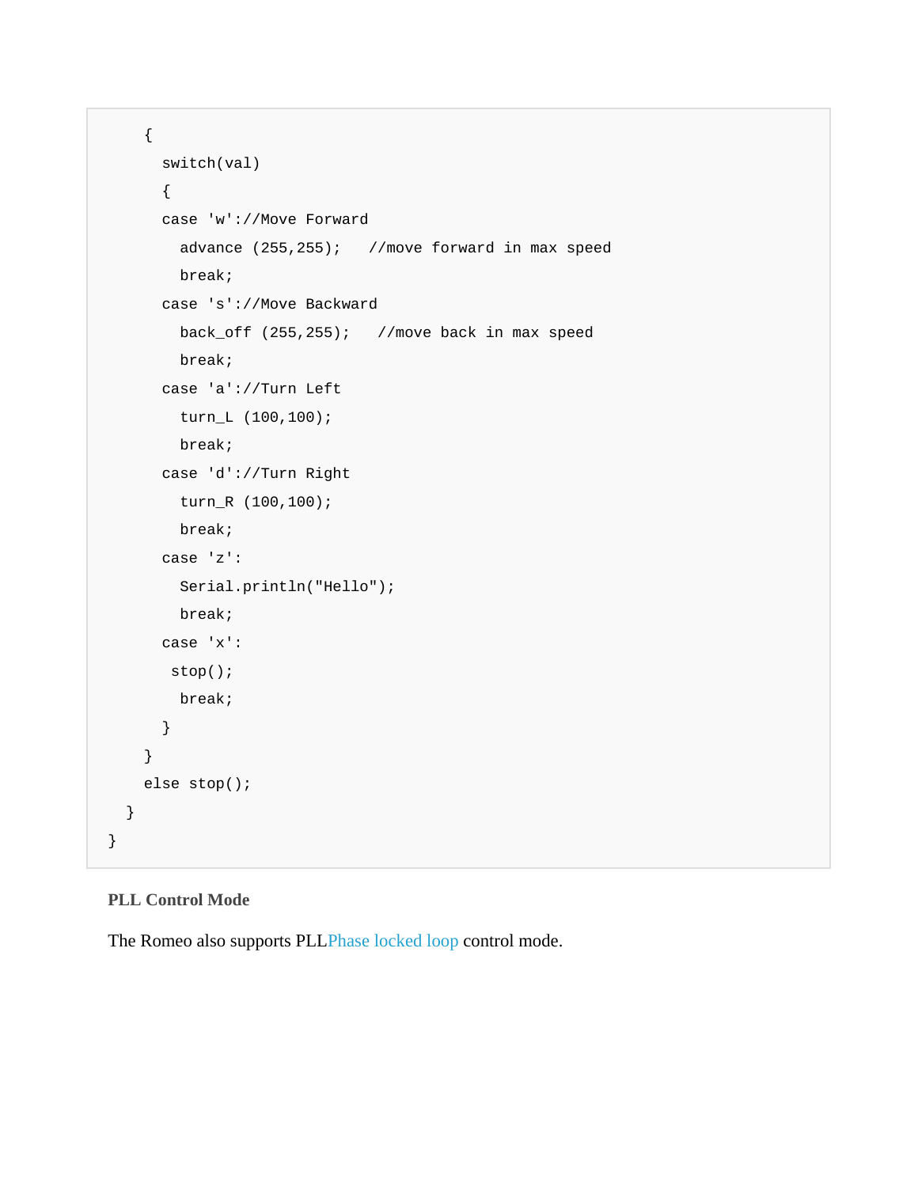```
    {
      switch(val)
      {
      case 'w'://Move Forward
        advance (255,255);   //move forward in max speed
        break;
      case 's'://Move Backward
        back_off (255,255);   //move back in max speed
        break;
      case 'a'://Turn Left
        turn_L (100,100);
        break;
      case 'd'://Turn Right
        turn_R (100,100);
        break;
      case 'z':
        Serial.println("Hello");
        break;
      case 'x':
       stop();
        break;
      }
    }
    else stop();
  }
}
```

**PLL Control Mode**

The Romeo also supports PLLPhase locked loop control mode.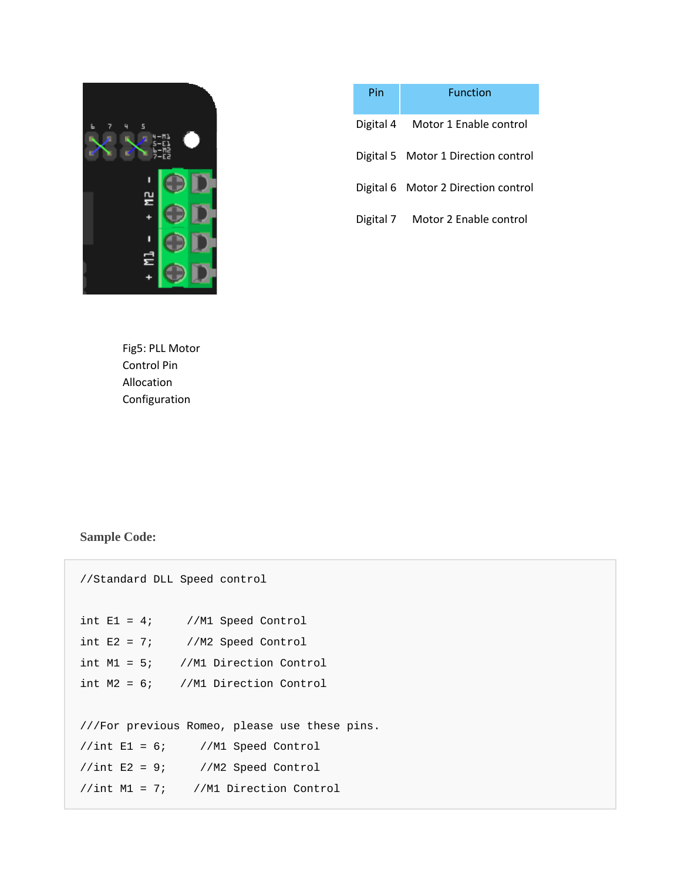| Pin | Function |
| --- | --- |
| Digital 4 | Motor 1 Enable control |
| Digital 5 | Motor 1 Direction control |
| Digital 6 | Motor 2 Direction control |
| Digital 7 | Motor 2 Enable control |

Fig5: PLL Motor Control Pin Allocation Configuration

**Sample Code:**

```
//Standard DLL Speed control

int E1 = 4;     //M1 Speed Control
int E2 = 7;     //M2 Speed Control
int M1 = 5;    //M1 Direction Control
int M2 = 6;    //M1 Direction Control

///For previous Romeo, please use these pins.
//int E1 = 6;     //M1 Speed Control
//int E2 = 9;     //M2 Speed Control
//int M1 = 7;    //M1 Direction Control
```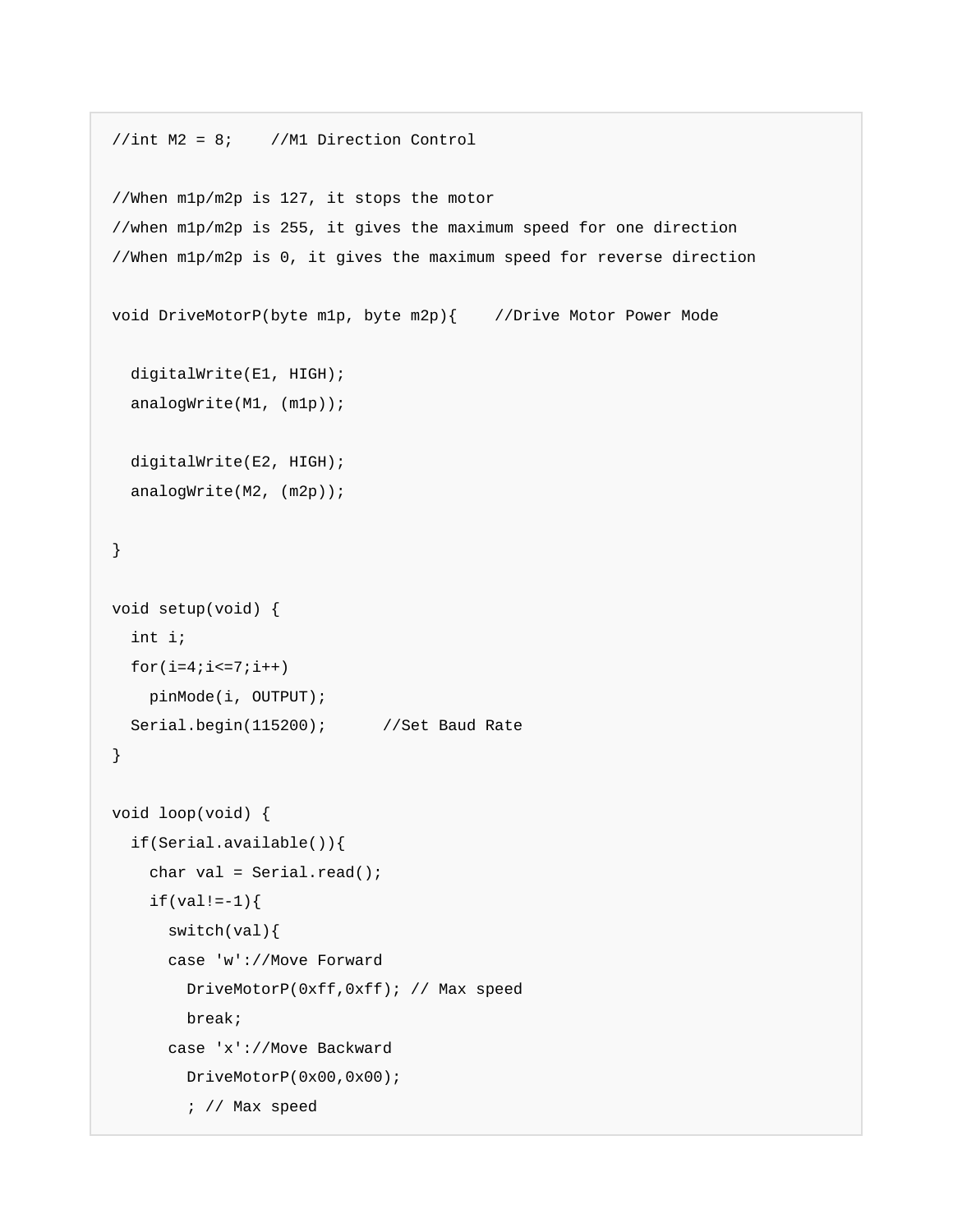```
//int M2 = 8;    //M1 Direction Control

//When m1p/m2p is 127, it stops the motor
//when m1p/m2p is 255, it gives the maximum speed for one direction
//When m1p/m2p is 0, it gives the maximum speed for reverse direction

void DriveMotorP(byte m1p, byte m2p){    //Drive Motor Power Mode

  digitalWrite(E1, HIGH);
  analogWrite(M1, (m1p));

  digitalWrite(E2, HIGH);
  analogWrite(M2, (m2p));

}

void setup(void) {
  int i;
  for(i=4;i<=7;i++)
    pinMode(i, OUTPUT);
  Serial.begin(115200);      //Set Baud Rate
}

void loop(void) {
  if(Serial.available()){
    char val = Serial.read();
    if(val!=-1){
      switch(val){
      case 'w'://Move Forward
        DriveMotorP(0xff,0xff); // Max speed
        break;
      case 'x'://Move Backward
        DriveMotorP(0x00,0x00);
        ; // Max speed
```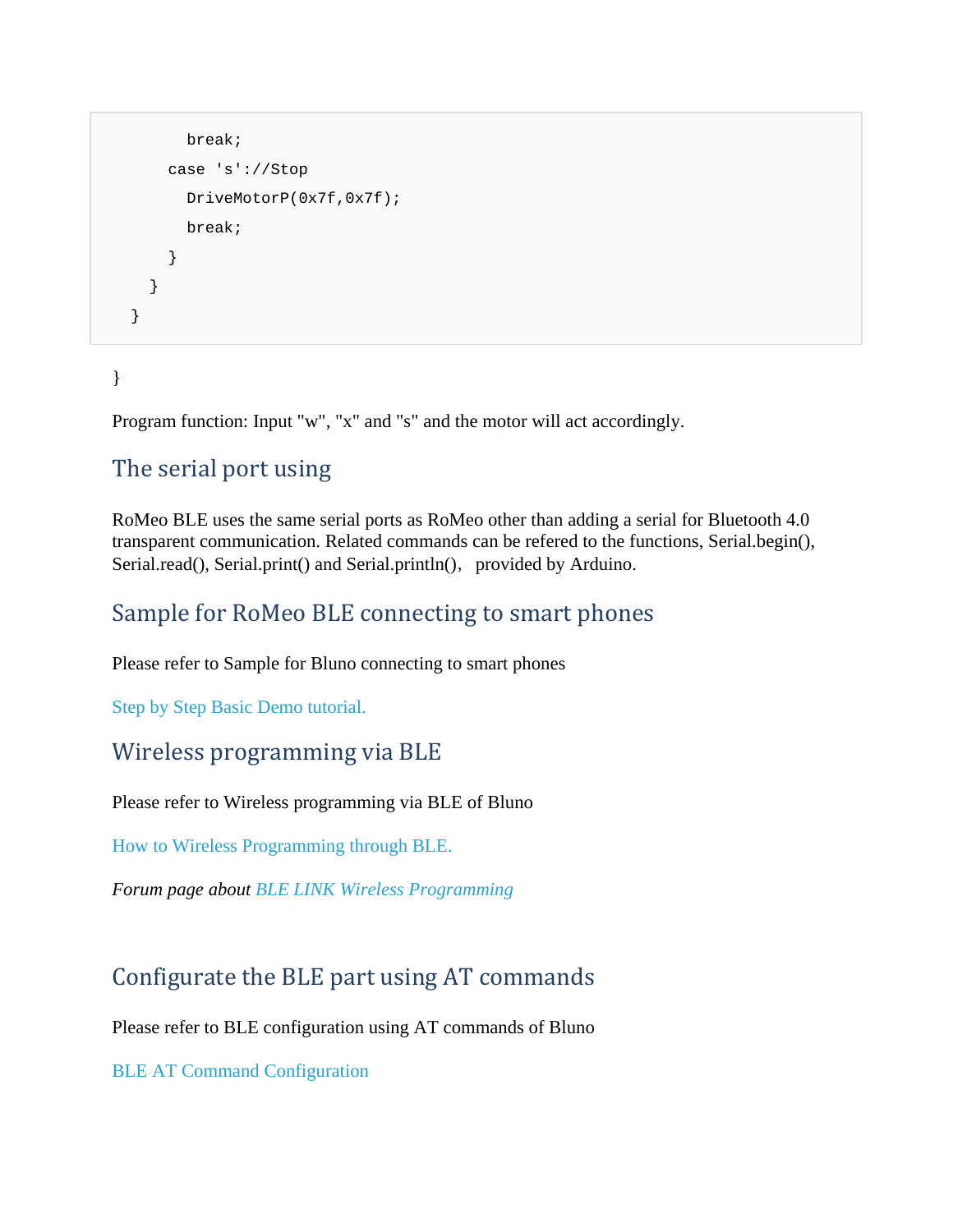```
        break;
      case 's'://Stop
        DriveMotorP(0x7f,0x7f);
        break;
      }
    }
  }
```

}

Program function: Input "w", "x" and "s" and the motor will act accordingly.

## The serial port using

RoMeo BLE uses the same serial ports as RoMeo other than adding a serial for Bluetooth 4.0 transparent communication. Related commands can be refered to the functions, Serial.begin(), Serial.read(), Serial.print() and Serial.println(), provided by Arduino.

## Sample for RoMeo BLE connecting to smart phones

Please refer to Sample for Bluno connecting to smart phones

Step by Step Basic Demo tutorial.

## Wireless programming via BLE

Please refer to Wireless programming via BLE of Bluno

How to Wireless Programming through BLE.

*Forum page about BLE LINK Wireless Programming*

## Configurate the BLE part using AT commands

Please refer to BLE configuration using AT commands of Bluno

BLE AT Command Configuration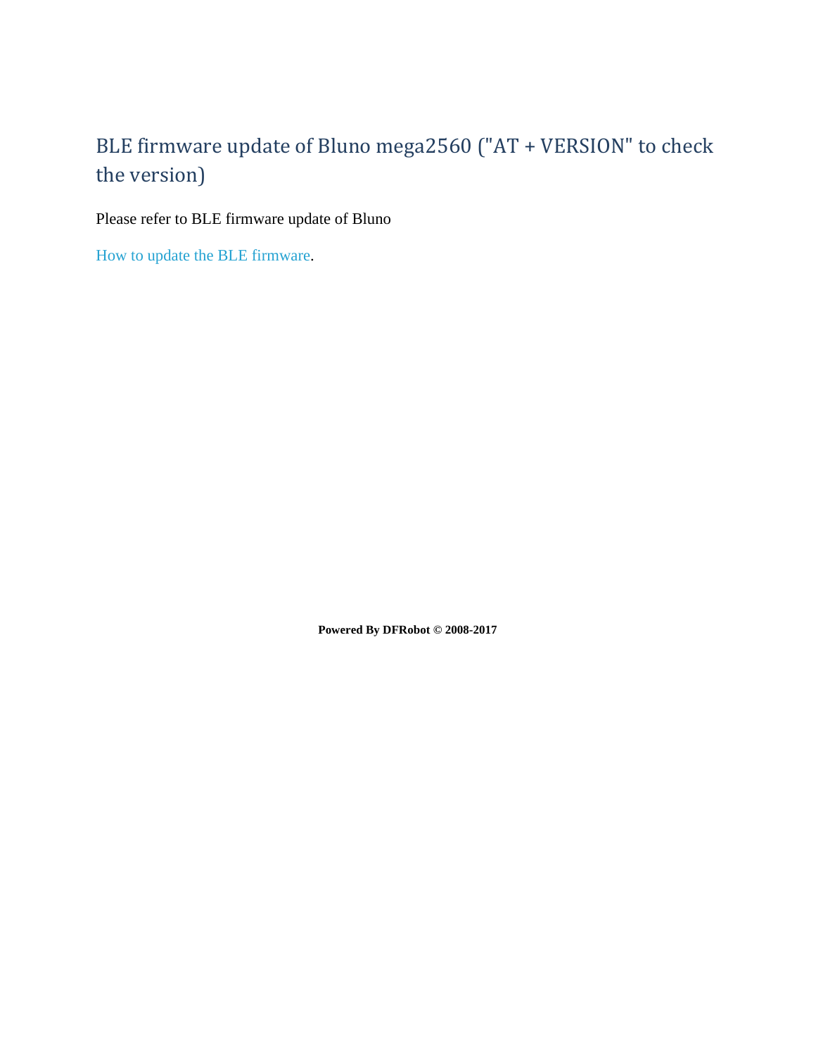## BLE firmware update of Bluno mega2560 ("AT + VERSION" to check the version)

Please refer to BLE firmware update of Bluno

How to update the BLE firmware.

**Powered By DFRobot © 2008-2017**